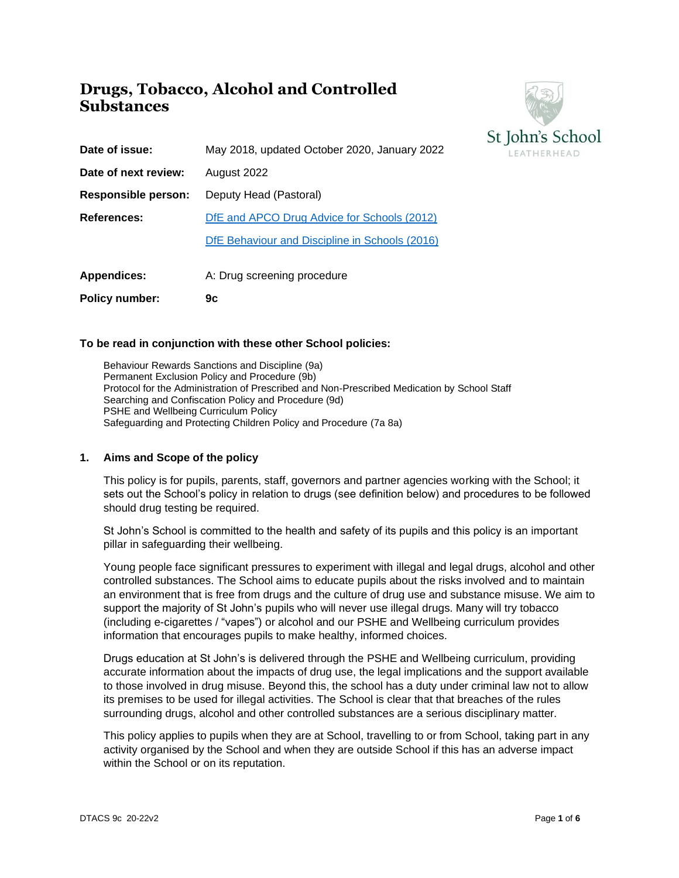# Drugs, Tobacco, Alcohol and Controlled Substances

St John's School
LEATHERHEAD

| | |
|---|---|
| **Date of issue:** | May 2018, updated October 2020, January 2022 |
| **Date of next review:** | August 2022 |
| **Responsible person:** | Deputy Head (Pastoral) |
| **References:** | [DfE and APCO Drug Advice for Schools (2012)](#) |
| | [DfE Behaviour and Discipline in Schools (2016)](#) |
| **Appendices:** | A: Drug screening procedure |
| **Policy number:** | **9c** |

**To be read in conjunction with these other School policies:**

Behaviour Rewards Sanctions and Discipline (9a)
Permanent Exclusion Policy and Procedure (9b)
Protocol for the Administration of Prescribed and Non-Prescribed Medication by School Staff
Searching and Confiscation Policy and Procedure (9d)
PSHE and Wellbeing Curriculum Policy
Safeguarding and Protecting Children Policy and Procedure (7a 8a)

## 1. Aims and Scope of the policy

This policy is for pupils, parents, staff, governors and partner agencies working with the School; it sets out the School's policy in relation to drugs (see definition below) and procedures to be followed should drug testing be required.

St John's School is committed to the health and safety of its pupils and this policy is an important pillar in safeguarding their wellbeing.

Young people face significant pressures to experiment with illegal and legal drugs, alcohol and other controlled substances. The School aims to educate pupils about the risks involved and to maintain an environment that is free from drugs and the culture of drug use and substance misuse. We aim to support the majority of St John's pupils who will never use illegal drugs. Many will try tobacco (including e-cigarettes / "vapes") or alcohol and our PSHE and Wellbeing curriculum provides information that encourages pupils to make healthy, informed choices.

Drugs education at St John's is delivered through the PSHE and Wellbeing curriculum, providing accurate information about the impacts of drug use, the legal implications and the support available to those involved in drug misuse. Beyond this, the school has a duty under criminal law not to allow its premises to be used for illegal activities. The School is clear that that breaches of the rules surrounding drugs, alcohol and other controlled substances are a serious disciplinary matter.

This policy applies to pupils when they are at School, travelling to or from School, taking part in any activity organised by the School and when they are outside School if this has an adverse impact within the School or on its reputation.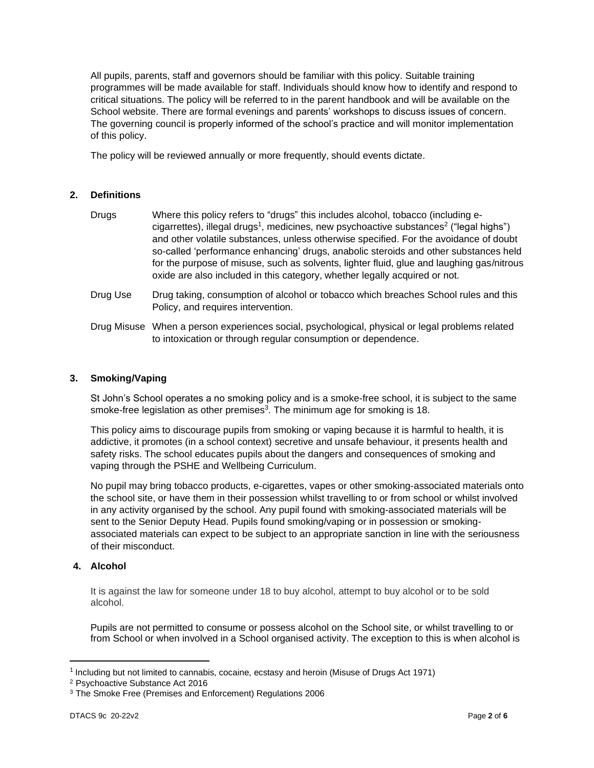All pupils, parents, staff and governors should be familiar with this policy. Suitable training programmes will be made available for staff. Individuals should know how to identify and respond to critical situations. The policy will be referred to in the parent handbook and will be available on the School website. There are formal evenings and parents' workshops to discuss issues of concern. The governing council is properly informed of the school's practice and will monitor implementation of this policy.

The policy will be reviewed annually or more frequently, should events dictate.

## 2. Definitions

| | |
|---|---|
| Drugs | Where this policy refers to "drugs" this includes alcohol, tobacco (including e-cigarettes), illegal drugs[1], medicines, new psychoactive substances[2] ("legal highs") and other volatile substances, unless otherwise specified. For the avoidance of doubt so-called 'performance enhancing' drugs, anabolic steroids and other substances held for the purpose of misuse, such as solvents, lighter fluid, glue and laughing gas/nitrous oxide are also included in this category, whether legally acquired or not. |
| Drug Use | Drug taking, consumption of alcohol or tobacco which breaches School rules and this Policy, and requires intervention. |
| Drug Misuse | When a person experiences social, psychological, physical or legal problems related to intoxication or through regular consumption or dependence. |

## 3. Smoking/Vaping

St John's School operates a no smoking policy and is a smoke-free school, it is subject to the same smoke-free legislation as other premises[3]. The minimum age for smoking is 18.

This policy aims to discourage pupils from smoking or vaping because it is harmful to health, it is addictive, it promotes (in a school context) secretive and unsafe behaviour, it presents health and safety risks. The school educates pupils about the dangers and consequences of smoking and vaping through the PSHE and Wellbeing Curriculum.

No pupil may bring tobacco products, e-cigarettes, vapes or other smoking-associated materials onto the school site, or have them in their possession whilst travelling to or from school or whilst involved in any activity organised by the school. Any pupil found with smoking-associated materials will be sent to the Senior Deputy Head. Pupils found smoking/vaping or in possession or smoking-associated materials can expect to be subject to an appropriate sanction in line with the seriousness of their misconduct.

## 4. Alcohol

It is against the law for someone under 18 to buy alcohol, attempt to buy alcohol or to be sold alcohol.

Pupils are not permitted to consume or possess alcohol on the School site, or whilst travelling to or from School or when involved in a School organised activity. The exception to this is when alcohol is

---

[1] Including but not limited to cannabis, cocaine, ecstasy and heroin (Misuse of Drugs Act 1971)

[2] Psychoactive Substance Act 2016

[3] The Smoke Free (Premises and Enforcement) Regulations 2006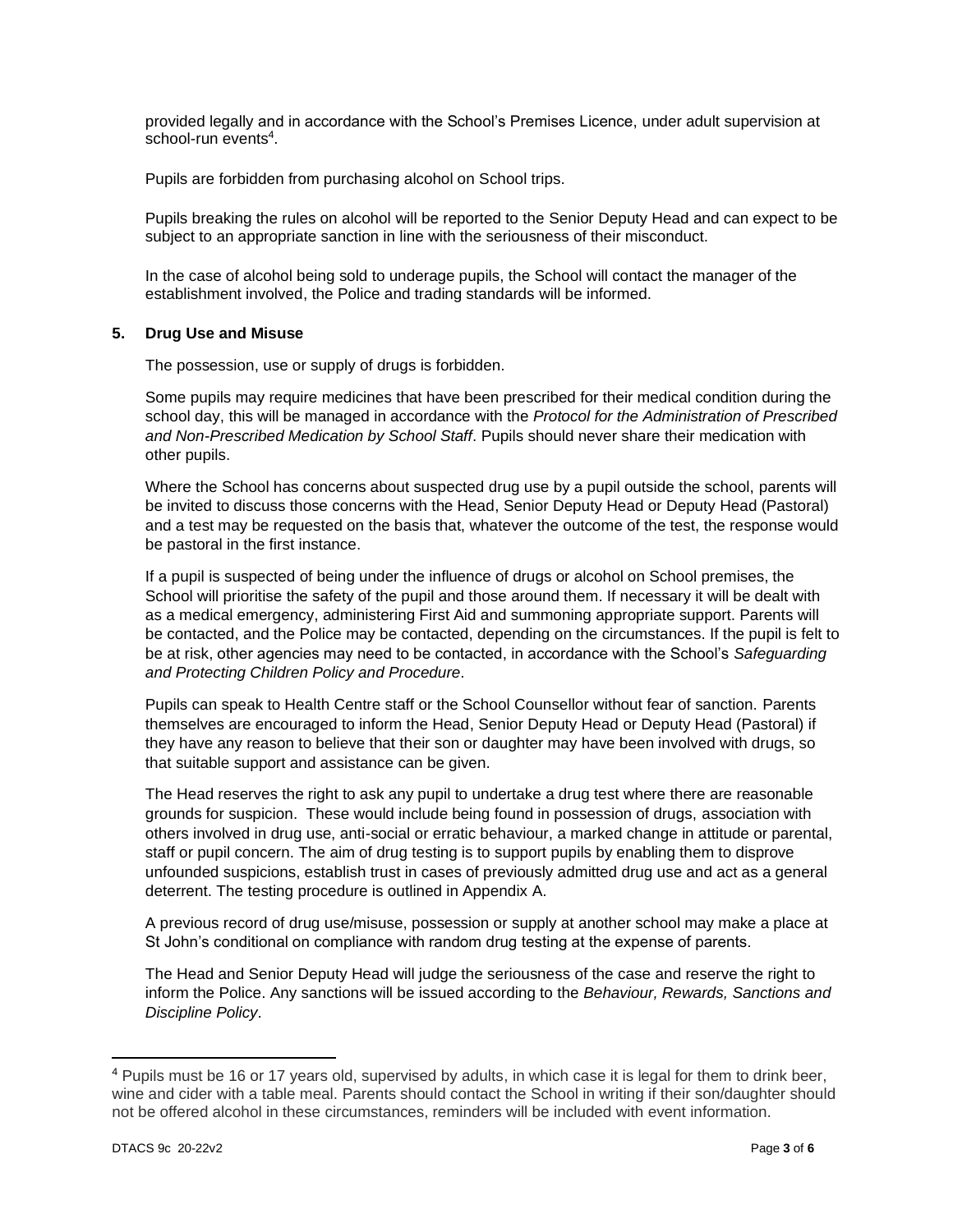provided legally and in accordance with the School's Premises Licence, under adult supervision at school-run events[4].

Pupils are forbidden from purchasing alcohol on School trips.

Pupils breaking the rules on alcohol will be reported to the Senior Deputy Head and can expect to be subject to an appropriate sanction in line with the seriousness of their misconduct.

In the case of alcohol being sold to underage pupils, the School will contact the manager of the establishment involved, the Police and trading standards will be informed.

## 5. Drug Use and Misuse

The possession, use or supply of drugs is forbidden.

Some pupils may require medicines that have been prescribed for their medical condition during the school day, this will be managed in accordance with the *Protocol for the Administration of Prescribed and Non-Prescribed Medication by School Staff*. Pupils should never share their medication with other pupils.

Where the School has concerns about suspected drug use by a pupil outside the school, parents will be invited to discuss those concerns with the Head, Senior Deputy Head or Deputy Head (Pastoral) and a test may be requested on the basis that, whatever the outcome of the test, the response would be pastoral in the first instance.

If a pupil is suspected of being under the influence of drugs or alcohol on School premises, the School will prioritise the safety of the pupil and those around them. If necessary it will be dealt with as a medical emergency, administering First Aid and summoning appropriate support. Parents will be contacted, and the Police may be contacted, depending on the circumstances. If the pupil is felt to be at risk, other agencies may need to be contacted, in accordance with the School's *Safeguarding and Protecting Children Policy and Procedure*.

Pupils can speak to Health Centre staff or the School Counsellor without fear of sanction. Parents themselves are encouraged to inform the Head, Senior Deputy Head or Deputy Head (Pastoral) if they have any reason to believe that their son or daughter may have been involved with drugs, so that suitable support and assistance can be given.

The Head reserves the right to ask any pupil to undertake a drug test where there are reasonable grounds for suspicion. These would include being found in possession of drugs, association with others involved in drug use, anti-social or erratic behaviour, a marked change in attitude or parental, staff or pupil concern. The aim of drug testing is to support pupils by enabling them to disprove unfounded suspicions, establish trust in cases of previously admitted drug use and act as a general deterrent. The testing procedure is outlined in Appendix A.

A previous record of drug use/misuse, possession or supply at another school may make a place at St John's conditional on compliance with random drug testing at the expense of parents.

The Head and Senior Deputy Head will judge the seriousness of the case and reserve the right to inform the Police. Any sanctions will be issued according to the *Behaviour, Rewards, Sanctions and Discipline Policy*.

---

[4] Pupils must be 16 or 17 years old, supervised by adults, in which case it is legal for them to drink beer, wine and cider with a table meal. Parents should contact the School in writing if their son/daughter should not be offered alcohol in these circumstances, reminders will be included with event information.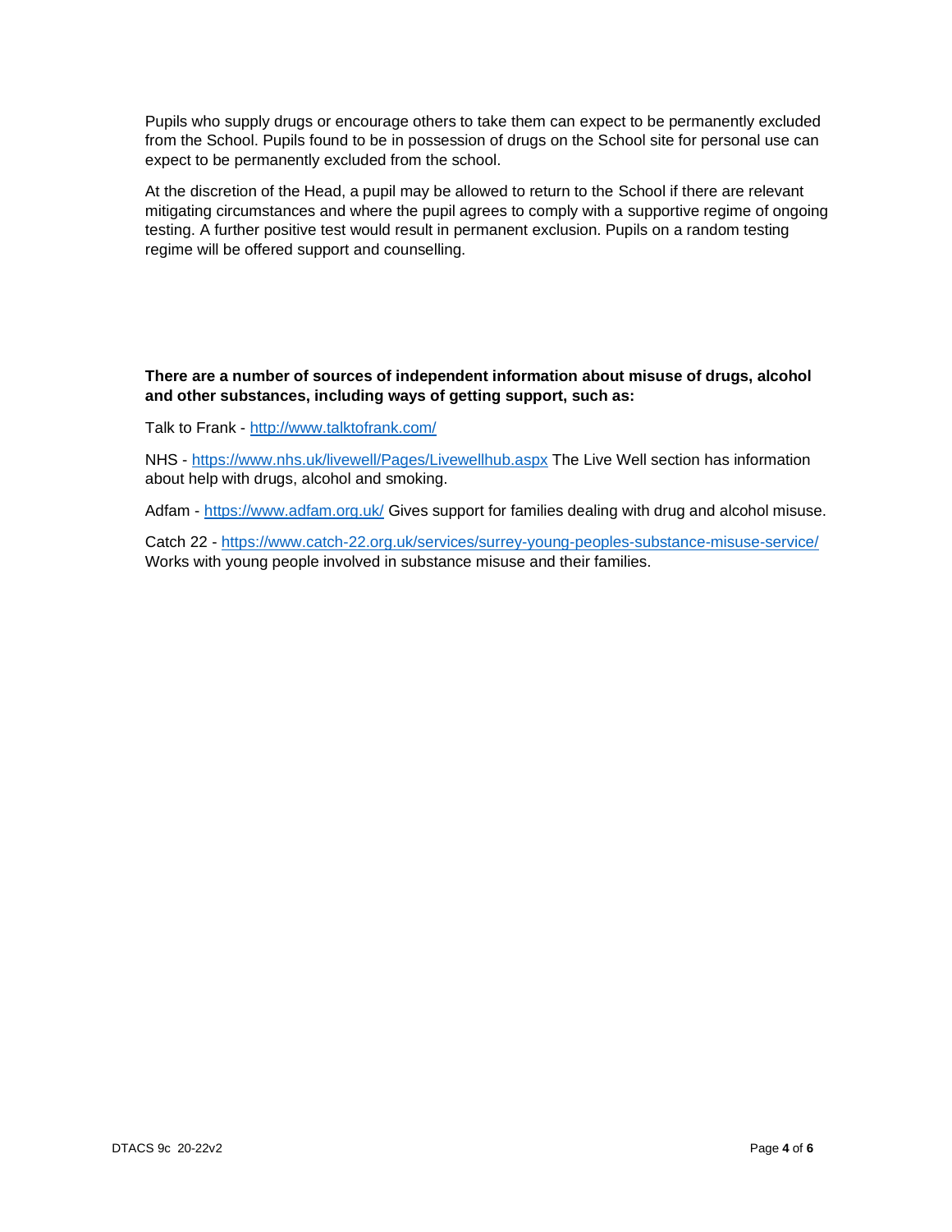Pupils who supply drugs or encourage others to take them can expect to be permanently excluded from the School. Pupils found to be in possession of drugs on the School site for personal use can expect to be permanently excluded from the school.

At the discretion of the Head, a pupil may be allowed to return to the School if there are relevant mitigating circumstances and where the pupil agrees to comply with a supportive regime of ongoing testing. A further positive test would result in permanent exclusion. Pupils on a random testing regime will be offered support and counselling.

**There are a number of sources of independent information about misuse of drugs, alcohol and other substances, including ways of getting support, such as:**

Talk to Frank - http://www.talktofrank.com/

NHS - https://www.nhs.uk/livewell/Pages/Livewellhub.aspx The Live Well section has information about help with drugs, alcohol and smoking.

Adfam - https://www.adfam.org.uk/ Gives support for families dealing with drug and alcohol misuse.

Catch 22 - https://www.catch-22.org.uk/services/surrey-young-peoples-substance-misuse-service/ Works with young people involved in substance misuse and their families.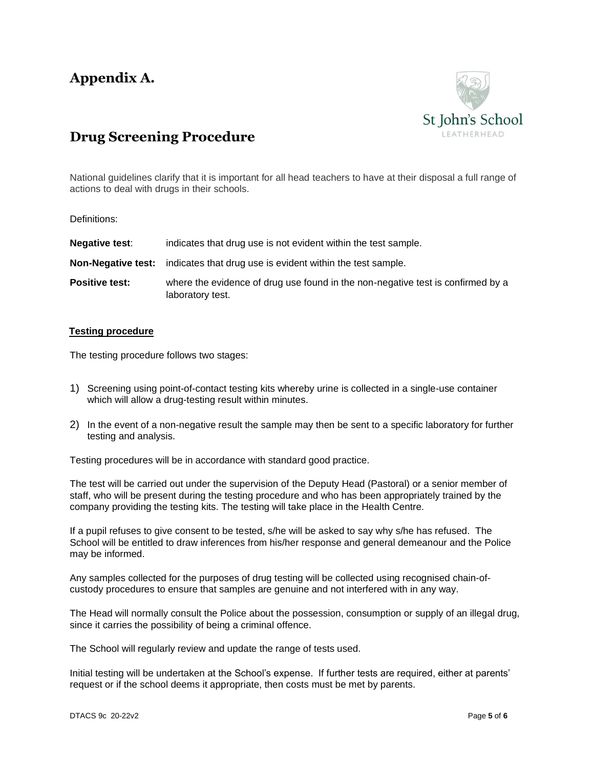# Appendix A.

## Drug Screening Procedure

National guidelines clarify that it is important for all head teachers to have at their disposal a full range of actions to deal with drugs in their schools.

Definitions:

**Negative test**: indicates that drug use is not evident within the test sample.

**Non-Negative test:** indicates that drug use is evident within the test sample.

**Positive test:** where the evidence of drug use found in the non-negative test is confirmed by a laboratory test.

### Testing procedure

The testing procedure follows two stages:

1) Screening using point-of-contact testing kits whereby urine is collected in a single-use container which will allow a drug-testing result within minutes.

2) In the event of a non-negative result the sample may then be sent to a specific laboratory for further testing and analysis.

Testing procedures will be in accordance with standard good practice.

The test will be carried out under the supervision of the Deputy Head (Pastoral) or a senior member of staff, who will be present during the testing procedure and who has been appropriately trained by the company providing the testing kits. The testing will take place in the Health Centre.

If a pupil refuses to give consent to be tested, s/he will be asked to say why s/he has refused. The School will be entitled to draw inferences from his/her response and general demeanour and the Police may be informed.

Any samples collected for the purposes of drug testing will be collected using recognised chain-of-custody procedures to ensure that samples are genuine and not interfered with in any way.

The Head will normally consult the Police about the possession, consumption or supply of an illegal drug, since it carries the possibility of being a criminal offence.

The School will regularly review and update the range of tests used.

Initial testing will be undertaken at the School's expense. If further tests are required, either at parents' request or if the school deems it appropriate, then costs must be met by parents.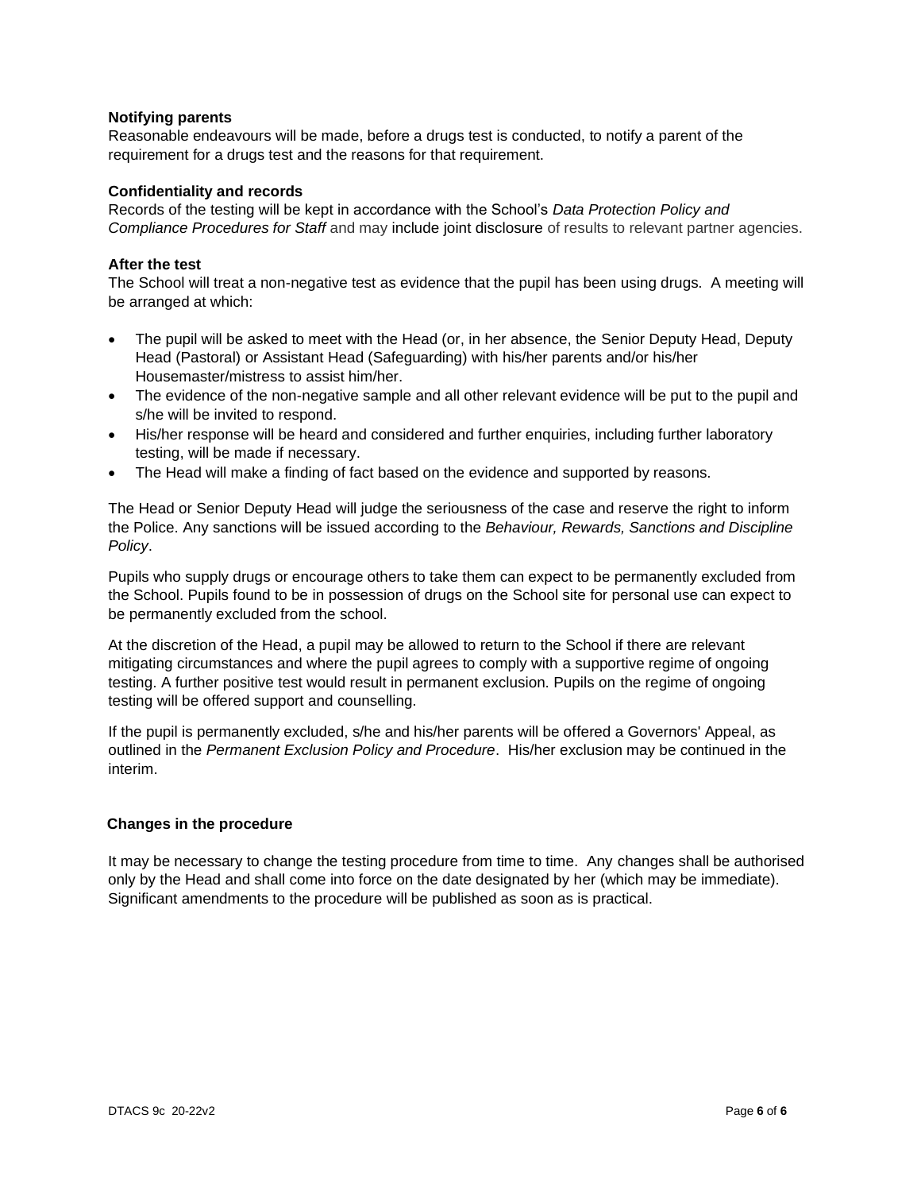**Notifying parents**

Reasonable endeavours will be made, before a drugs test is conducted, to notify a parent of the requirement for a drugs test and the reasons for that requirement.

**Confidentiality and records**

Records of the testing will be kept in accordance with the School's *Data Protection Policy and Compliance Procedures for Staff* and may include joint disclosure of results to relevant partner agencies.

**After the test**

The School will treat a non-negative test as evidence that the pupil has been using drugs. A meeting will be arranged at which:

- The pupil will be asked to meet with the Head (or, in her absence, the Senior Deputy Head, Deputy Head (Pastoral) or Assistant Head (Safeguarding) with his/her parents and/or his/her Housemaster/mistress to assist him/her.
- The evidence of the non-negative sample and all other relevant evidence will be put to the pupil and s/he will be invited to respond.
- His/her response will be heard and considered and further enquiries, including further laboratory testing, will be made if necessary.
- The Head will make a finding of fact based on the evidence and supported by reasons.

The Head or Senior Deputy Head will judge the seriousness of the case and reserve the right to inform the Police. Any sanctions will be issued according to the *Behaviour, Rewards, Sanctions and Discipline Policy*.

Pupils who supply drugs or encourage others to take them can expect to be permanently excluded from the School. Pupils found to be in possession of drugs on the School site for personal use can expect to be permanently excluded from the school.

At the discretion of the Head, a pupil may be allowed to return to the School if there are relevant mitigating circumstances and where the pupil agrees to comply with a supportive regime of ongoing testing. A further positive test would result in permanent exclusion. Pupils on the regime of ongoing testing will be offered support and counselling.

If the pupil is permanently excluded, s/he and his/her parents will be offered a Governors' Appeal, as outlined in the *Permanent Exclusion Policy and Procedure*. His/her exclusion may be continued in the interim.

**Changes in the procedure**

It may be necessary to change the testing procedure from time to time. Any changes shall be authorised only by the Head and shall come into force on the date designated by her (which may be immediate). Significant amendments to the procedure will be published as soon as is practical.